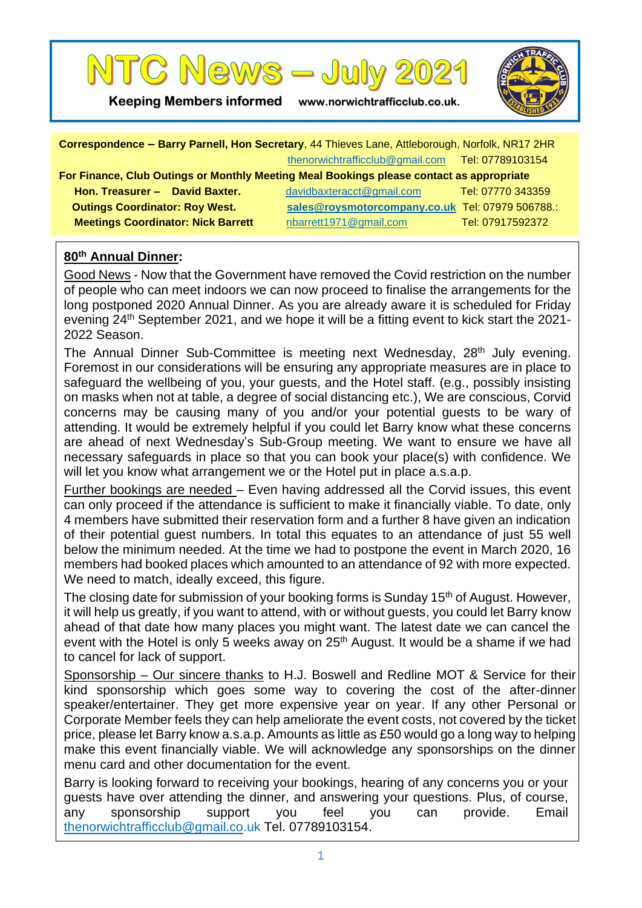# NTC News – July 2021

**Keeping Members informed** www.norwichtrafficclub.co.uk.

**Correspondence – Barry Parnell, Hon Secretary**, 44 Thieves Lane, Attleborough, Norfolk, NR17 2HR
thenorwichtrafficclub@gmail.com Tel: 07789103154

**For Finance, Club Outings or Monthly Meeting Meal Bookings please contact as appropriate**

| | | |
|---|---|---|
| **Hon. Treasurer – David Baxter.** | davidbaxteracct@gmail.com | Tel: 07770 343359 |
| **Outings Coordinator: Roy West.** | **sales@roysmotorcompany.co.uk** | Tel: 07979 506788.: |
| **Meetings Coordinator: Nick Barrett** | nbarrett1971@gmail.com | Tel: 07917592372 |

## 80th Annual Dinner:

Good News - Now that the Government have removed the Covid restriction on the number of people who can meet indoors we can now proceed to finalise the arrangements for the long postponed 2020 Annual Dinner. As you are already aware it is scheduled for Friday evening 24th September 2021, and we hope it will be a fitting event to kick start the 2021-2022 Season.

The Annual Dinner Sub-Committee is meeting next Wednesday, 28th July evening. Foremost in our considerations will be ensuring any appropriate measures are in place to safeguard the wellbeing of you, your guests, and the Hotel staff. (e.g., possibly insisting on masks when not at table, a degree of social distancing etc.), We are conscious, Corvid concerns may be causing many of you and/or your potential guests to be wary of attending. It would be extremely helpful if you could let Barry know what these concerns are ahead of next Wednesday's Sub-Group meeting. We want to ensure we have all necessary safeguards in place so that you can book your place(s) with confidence. We will let you know what arrangement we or the Hotel put in place a.s.a.p.

Further bookings are needed – Even having addressed all the Corvid issues, this event can only proceed if the attendance is sufficient to make it financially viable. To date, only 4 members have submitted their reservation form and a further 8 have given an indication of their potential guest numbers. In total this equates to an attendance of just 55 well below the minimum needed. At the time we had to postpone the event in March 2020, 16 members had booked places which amounted to an attendance of 92 with more expected. We need to match, ideally exceed, this figure.

The closing date for submission of your booking forms is Sunday 15th of August. However, it will help us greatly, if you want to attend, with or without guests, you could let Barry know ahead of that date how many places you might want. The latest date we can cancel the event with the Hotel is only 5 weeks away on 25th August. It would be a shame if we had to cancel for lack of support.

Sponsorship – Our sincere thanks to H.J. Boswell and Redline MOT & Service for their kind sponsorship which goes some way to covering the cost of the after-dinner speaker/entertainer. They get more expensive year on year. If any other Personal or Corporate Member feels they can help ameliorate the event costs, not covered by the ticket price, please let Barry know a.s.a.p. Amounts as little as £50 would go a long way to helping make this event financially viable. We will acknowledge any sponsorships on the dinner menu card and other documentation for the event.

Barry is looking forward to receiving your bookings, hearing of any concerns you or your guests have over attending the dinner, and answering your questions. Plus, of course, any sponsorship support you feel you can provide. Email thenorwichtrafficclub@gmail.co.uk Tel. 07789103154.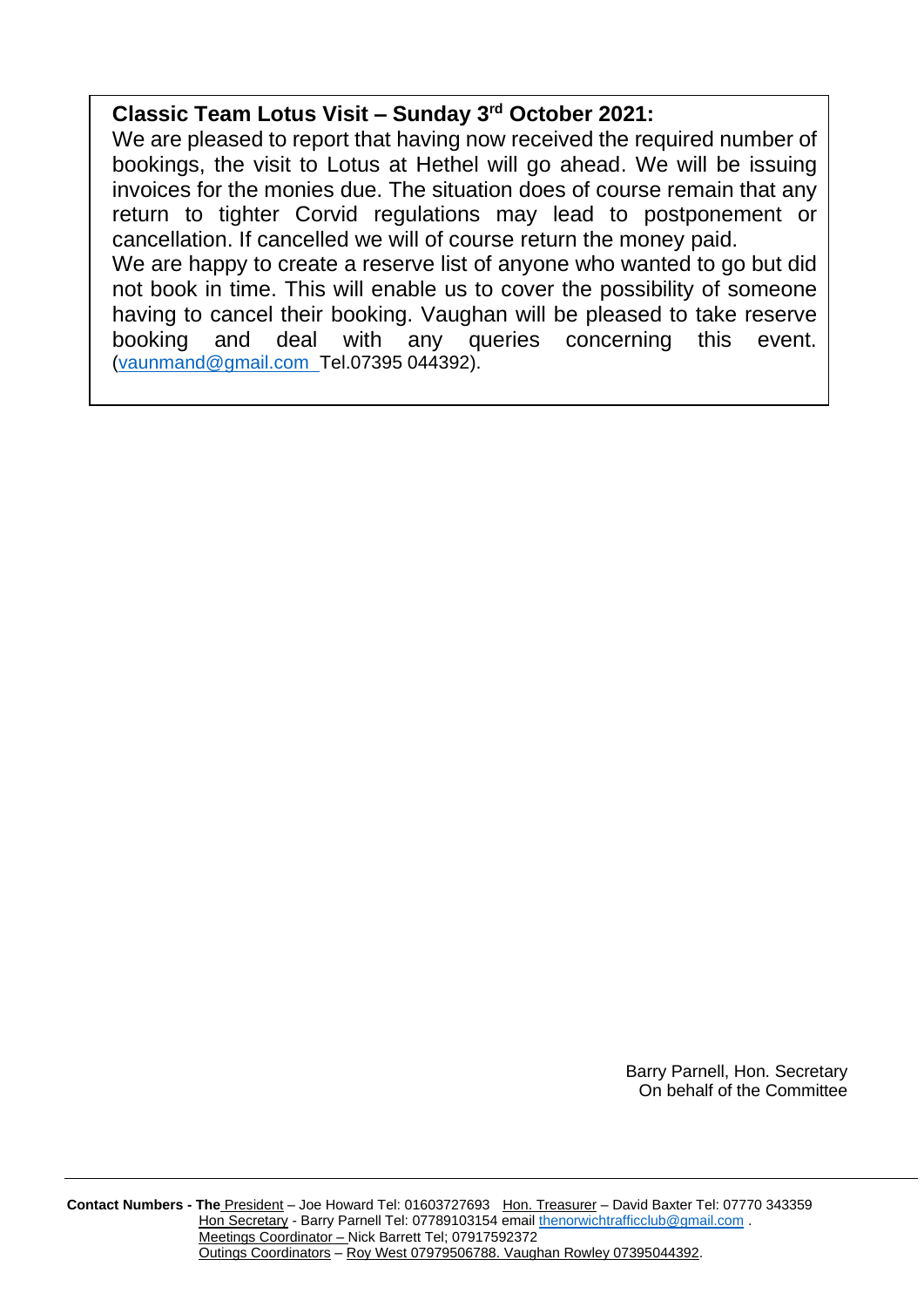**Classic Team Lotus Visit – Sunday 3rd October 2021:**

We are pleased to report that having now received the required number of bookings, the visit to Lotus at Hethel will go ahead. We will be issuing invoices for the monies due. The situation does of course remain that any return to tighter Corvid regulations may lead to postponement or cancellation. If cancelled we will of course return the money paid.

We are happy to create a reserve list of anyone who wanted to go but did not book in time. This will enable us to cover the possibility of someone having to cancel their booking. Vaughan will be pleased to take reserve booking and deal with any queries concerning this event. (vaunmand@gmail.com Tel.07395 044392).

Barry Parnell, Hon. Secretary
On behalf of the Committee

**Contact Numbers - The** President – Joe Howard Tel: 01603727693 Hon. Treasurer – David Baxter Tel: 07770 343359
Hon Secretary - Barry Parnell Tel: 07789103154 email thenorwichtrafficclub@gmail.com .
Meetings Coordinator – Nick Barrett Tel; 07917592372
Outings Coordinators – Roy West 07979506788. Vaughan Rowley 07395044392.